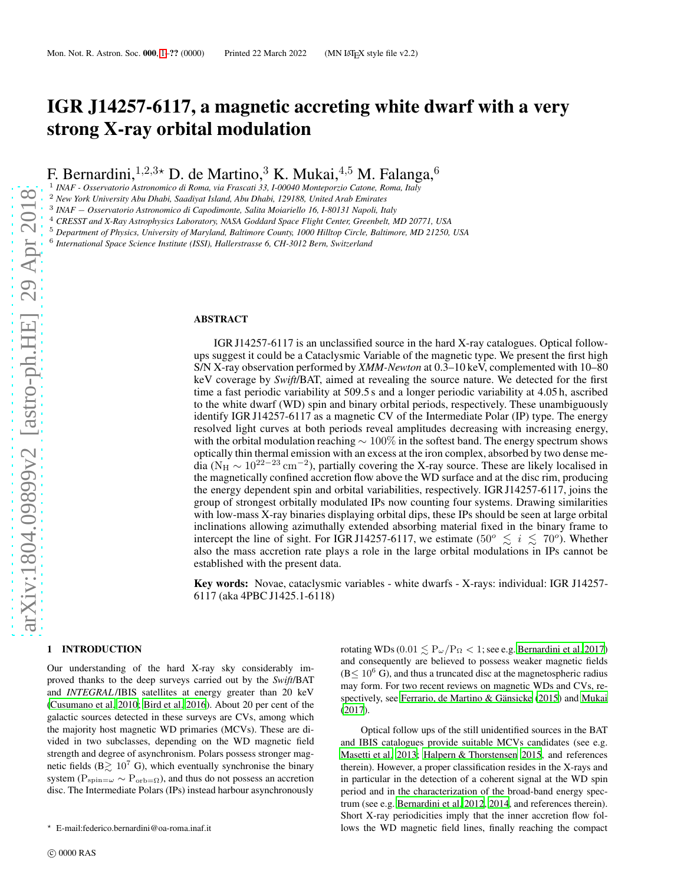# IGR J14257-6117, a magnetic accreting white dwarf with a very strong X-ray orbital modulation

F. Bernardini,[1,2,3⋆] D. de Martino,[3] K. Mukai,[4,5] M. Falanga,[6]

[1] *INAF - Osservatorio Astronomico di Roma, via Frascati 33, I-00040 Monteporzio Catone, Roma, Italy*
[2] *New York University Abu Dhabi, Saadiyat Island, Abu Dhabi, 129188, United Arab Emirates*
[3] *INAF − Osservatorio Astronomico di Capodimonte, Salita Moiariello 16, I-80131 Napoli, Italy*
[4] *CRESST and X-Ray Astrophysics Laboratory, NASA Goddard Space Flight Center, Greenbelt, MD 20771, USA*
[5] *Department of Physics, University of Maryland, Baltimore County, 1000 Hilltop Circle, Baltimore, MD 21250, USA*
[6] *International Space Science Institute (ISSI), Hallerstrasse 6, CH-3012 Bern, Switzerland*

## ABSTRACT

IGR J14257-6117 is an unclassified source in the hard X-ray catalogues. Optical follow-ups suggest it could be a Cataclysmic Variable of the magnetic type. We present the first high S/N X-ray observation performed by *XMM-Newton* at 0.3–10 keV, complemented with 10–80 keV coverage by *Swift*/BAT, aimed at revealing the source nature. We detected for the first time a fast periodic variability at 509.5 s and a longer periodic variability at 4.05 h, ascribed to the white dwarf (WD) spin and binary orbital periods, respectively. These unambiguously identify IGR J14257-6117 as a magnetic CV of the Intermediate Polar (IP) type. The energy resolved light curves at both periods reveal amplitudes decreasing with increasing energy, with the orbital modulation reaching $\sim 100\%$ in the softest band. The energy spectrum shows optically thin thermal emission with an excess at the iron complex, absorbed by two dense media ($N_H \sim 10^{22-23}\,cm^{-2}$), partially covering the X-ray source. These are likely localised in the magnetically confined accretion flow above the WD surface and at the disc rim, producing the energy dependent spin and orbital variabilities, respectively. IGR J14257-6117, joins the group of strongest orbitally modulated IPs now counting four systems. Drawing similarities with low-mass X-ray binaries displaying orbital dips, these IPs should be seen at large orbital inclinations allowing azimuthally extended absorbing material fixed in the binary frame to intercept the line of sight. For IGR J14257-6117, we estimate ($50^o \lesssim i \lesssim 70^o$). Whether also the mass accretion rate plays a role in the large orbital modulations in IPs cannot be established with the present data.

**Key words:** Novae, cataclysmic variables - white dwarfs - X-rays: individual: IGR J14257-6117 (aka 4PBC J1425.1-6118)

## 1 INTRODUCTION

Our understanding of the hard X-ray sky considerably improved thanks to the deep surveys carried out by the *Swift*/BAT and *INTEGRAL*/IBIS satellites at energy greater than 20 keV (Cusumano et al. 2010; Bird et al. 2016). About 20 per cent of the galactic sources detected in these surveys are CVs, among which the majority host magnetic WD primaries (MCVs). These are divided in two subclasses, depending on the WD magnetic field strength and degree of asynchronism. Polars possess stronger magnetic fields ($B \gtrsim 10^7$ G), which eventually synchronise the binary system ($P_{spin=\omega} \sim P_{orb=\Omega}$), and thus do not possess an accretion disc. The Intermediate Polars (IPs) instead harbour asynchronously rotating WDs ($0.01 \lesssim P_\omega/P_\Omega < 1$; see e.g. Bernardini et al. 2017) and consequently are believed to possess weaker magnetic fields ($B \leq 10^6$ G), and thus a truncated disc at the magnetospheric radius may form. For two recent reviews on magnetic WDs and CVs, respectively, see Ferrario, de Martino & Gänsicke (2015) and Mukai (2017).

Optical follow ups of the still unidentified sources in the BAT and IBIS catalogues provide suitable MCVs candidates (see e.g. Masetti et al. 2013; Halpern & Thorstensen 2015, and references therein). However, a proper classification resides in the X-rays and in particular in the detection of a coherent signal at the WD spin period and in the characterization of the broad-band energy spectrum (see e.g. Bernardini et al. 2012, 2014, and references therein). Short X-ray periodicities imply that the inner accretion flow follows the WD magnetic field lines, finally reaching the compact

⋆ E-mail:federico.bernardini@oa-roma.inaf.it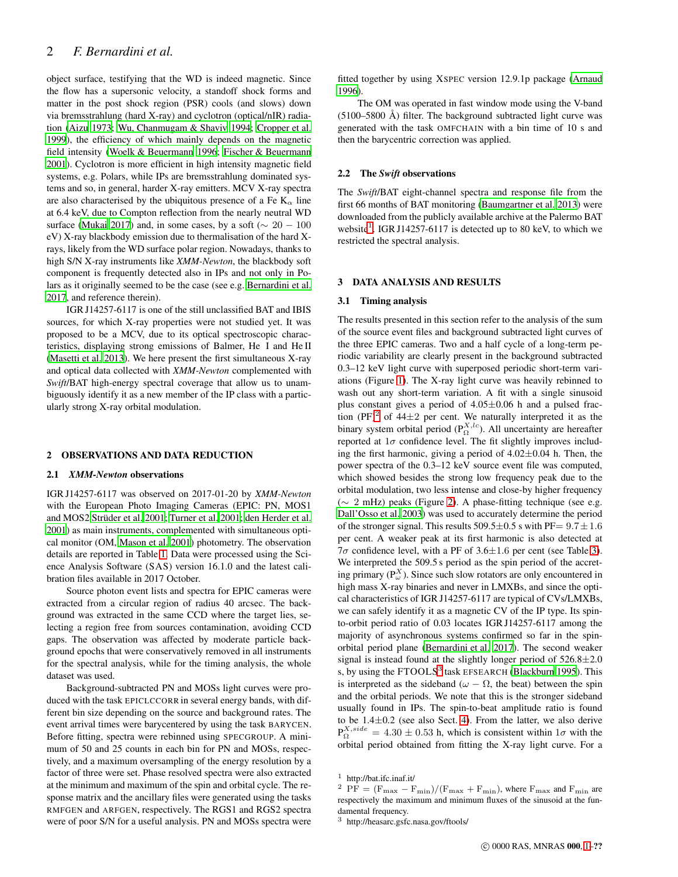object surface, testifying that the WD is indeed magnetic. Since the flow has a supersonic velocity, a standoff shock forms and matter in the post shock region (PSR) cools (and slows) down via bremsstrahlung (hard X-ray) and cyclotron (optical/nIR) radiation (Aizu 1973; Wu, Chanmugam & Shaviv 1994; Cropper et al. 1999), the efficiency of which mainly depends on the magnetic field intensity (Woelk & Beuermann 1996; Fischer & Beuermann 2001). Cyclotron is more efficient in high intensity magnetic field systems, e.g. Polars, while IPs are bremsstrahlung dominated systems and so, in general, harder X-ray emitters. MCV X-ray spectra are also characterised by the ubiquitous presence of a Fe $K_\alpha$ line at 6.4 keV, due to Compton reflection from the nearly neutral WD surface (Mukai 2017) and, in some cases, by a soft ($\sim 20-100$ eV) X-ray blackbody emission due to thermalisation of the hard X-rays, likely from the WD surface polar region. Nowadays, thanks to high S/N X-ray instruments like *XMM-Newton*, the blackbody soft component is frequently detected also in IPs and not only in Polars as it originally seemed to be the case (see e.g. Bernardini et al. 2017, and reference therein).

IGR J14257-6117 is one of the still unclassified BAT and IBIS sources, for which X-ray properties were not studied yet. It was proposed to be a MCV, due to its optical spectroscopic characteristics, displaying strong emissions of Balmer, He I and He II (Masetti et al. 2013). We here present the first simultaneous X-ray and optical data collected with *XMM-Newton* complemented with *Swift*/BAT high-energy spectral coverage that allow us to unambiguously identify it as a new member of the IP class with a particularly strong X-ray orbital modulation.

## 2 OBSERVATIONS AND DATA REDUCTION

### 2.1 *XMM-Newton* observations

IGR J14257-6117 was observed on 2017-01-20 by *XMM-Newton* with the European Photo Imaging Cameras (EPIC: PN, MOS1 and MOS2 Strüder et al. 2001; Turner et al. 2001; den Herder et al. 2001) as main instruments, complemented with simultaneous optical monitor (OM, Mason et al. 2001) photometry. The observation details are reported in Table 1. Data were processed using the Science Analysis Software (SAS) version 16.1.0 and the latest calibration files available in 2017 October.

Source photon event lists and spectra for EPIC cameras were extracted from a circular region of radius 40 arcsec. The background was extracted in the same CCD where the target lies, selecting a region free from sources contamination, avoiding CCD gaps. The observation was affected by moderate particle background epochs that were conservatively removed in all instruments for the spectral analysis, while for the timing analysis, the whole dataset was used.

Background-subtracted PN and MOSs light curves were produced with the task EPICLCCORR in several energy bands, with different bin size depending on the source and background rates. The event arrival times were barycentered by using the task BARYCEN. Before fitting, spectra were rebinned using SPECGROUP. A minimum of 50 and 25 counts in each bin for PN and MOSs, respectively, and a maximum oversampling of the energy resolution by a factor of three were set. Phase resolved spectra were also extracted at the minimum and maximum of the spin and orbital cycle. The response matrix and the ancillary files were generated using the tasks RMFGEN and ARFGEN, respectively. The RGS1 and RGS2 spectra were of poor S/N for a useful analysis. PN and MOSs spectra were fitted together by using XSPEC version 12.9.1p package (Arnaud 1996).

The OM was operated in fast window mode using the V-band (5100–5800 Å) filter. The background subtracted light curve was generated with the task OMFCHAIN with a bin time of 10 s and then the barycentric correction was applied.

### 2.2 The *Swift* observations

The *Swift*/BAT eight-channel spectra and response file from the first 66 months of BAT monitoring (Baumgartner et al. 2013) were downloaded from the publicly available archive at the Palermo BAT website[1]. IGR J14257-6117 is detected up to 80 keV, to which we restricted the spectral analysis.

## 3 DATA ANALYSIS AND RESULTS

### 3.1 Timing analysis

The results presented in this section refer to the analysis of the sum of the source event files and background subtracted light curves of the three EPIC cameras. Two and a half cycle of a long-term periodic variability are clearly present in the background subtracted 0.3–12 keV light curve with superposed periodic short-term variations (Figure 1). The X-ray light curve was heavily rebinned to wash out any short-term variation. A fit with a single sinusoid plus constant gives a period of $4.05\pm0.06$ h and a pulsed fraction (PF)[2] of $44\pm2$ per cent. We naturally interpreted it as the binary system orbital period ($P_{\Omega}^{X,lc}$). All uncertainty are hereafter reported at $1\sigma$ confidence level. The fit slightly improves including the first harmonic, giving a period of $4.02\pm0.04$ h. Then, the power spectra of the 0.3–12 keV source event file was computed, which showed besides the strong low frequency peak due to the orbital modulation, two less intense and close-by higher frequency ($\sim$ 2 mHz) peaks (Figure 2). A phase-fitting technique (see e.g. Dall'Osso et al. 2003) was used to accurately determine the period of the stronger signal. This results $509.5\pm0.5$ s with PF$= 9.7\pm1.6$ per cent. A weaker peak at its first harmonic is also detected at $7\sigma$ confidence level, with a PF of $3.6\pm1.6$ per cent (see Table 3). We interpreted the 509.5 s period as the spin period of the accreting primary ($P_{\omega}^{X}$). Since such slow rotators are only encountered in high mass X-ray binaries and never in LMXBs, and since the optical characteristics of IGR J14257-6117 are typical of CVs/LMXBs, we can safely identify it as a magnetic CV of the IP type. Its spin-to-orbit period ratio of 0.03 locates IGR J14257-6117 among the majority of asynchronous systems confirmed so far in the spin-orbital period plane (Bernardini et al. 2017). The second weaker signal is instead found at the slightly longer period of $526.8\pm2.0$ s, by using the FTOOLS[3] task EFSEARCH (Blackburn 1995). This is interpreted as the sideband ($\omega-\Omega$, the beat) between the spin and the orbital periods. We note that this is the stronger sideband usually found in IPs. The spin-to-beat amplitude ratio is found to be $1.4\pm0.2$ (see also Sect. 4). From the latter, we also derive $P_{\Omega}^{X,side} = 4.30\pm0.53$ h, which is consistent within $1\sigma$ with the orbital period obtained from fitting the X-ray light curve. For a

---

[1] http://bat.ifc.inaf.it/

[2] $\mathrm{PF} = (\mathrm{F_{max}} - \mathrm{F_{min}})/(\mathrm{F_{max}} + \mathrm{F_{min}})$, where $\mathrm{F_{max}}$ and $\mathrm{F_{min}}$ are respectively the maximum and minimum fluxes of the sinusoid at the fundamental frequency.

[3] http://heasarc.gsfc.nasa.gov/ftools/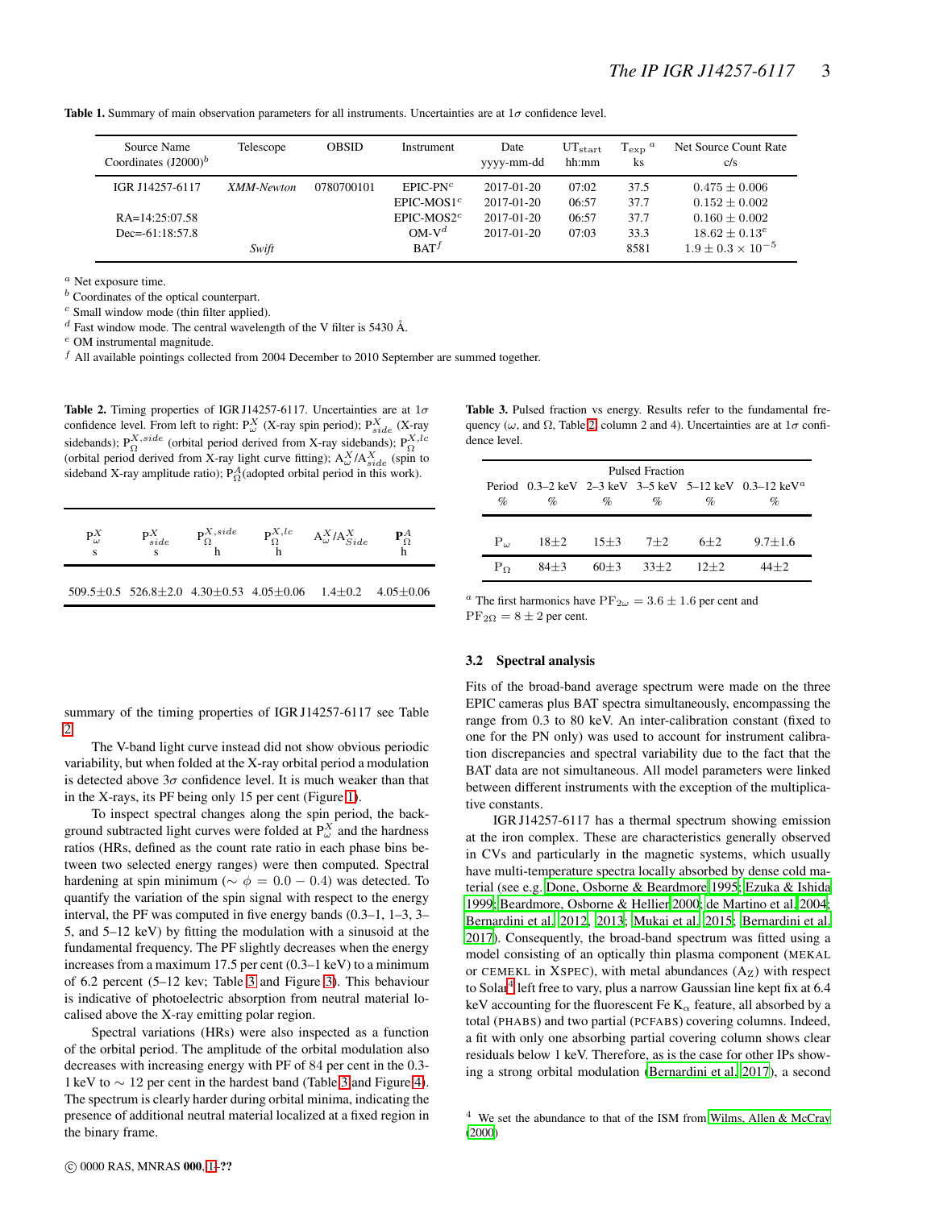**Table 1.** Summary of main observation parameters for all instruments. Uncertainties are at $1\sigma$ confidence level.

| Source Name Coordinates (J2000)[b] | Telescope | OBSID | Instrument | Date yyyy-mm-dd | $UT_{start}$ hh:mm | $T_{exp}$ [a] ks | Net Source Count Rate c/s |
|---|---|---|---|---|---|---|---|
| IGR J14257-6117 | *XMM-Newton* | 0780700101 | EPIC-PN[c] | 2017-01-20 | 07:02 | 37.5 | $0.475 \pm 0.006$ |
| | | | EPIC-MOS1[c] | 2017-01-20 | 06:57 | 37.7 | $0.152 \pm 0.002$ |
| RA=14:25:07.58 | | | EPIC-MOS2[c] | 2017-01-20 | 06:57 | 37.7 | $0.160 \pm 0.002$ |
| Dec=-61:18:57.8 | | | OM-V[d] | 2017-01-20 | 07:03 | 33.3 | $18.62 \pm 0.13^{e}$ |
| | *Swift* | | BAT[f] | | | 8581 | $1.9 \pm 0.3 \times 10^{-5}$ |

[a] Net exposure time.
[b] Coordinates of the optical counterpart.
[c] Small window mode (thin filter applied).
[d] Fast window mode. The central wavelength of the V filter is 5430 Å.
[e] OM instrumental magnitude.
[f] All available pointings collected from 2004 December to 2010 September are summed together.

**Table 2.** Timing properties of IGR J14257-6117. Uncertainties are at $1\sigma$ confidence level. From left to right: $P_{\omega}^{X}$ (X-ray spin period); $P_{side}^{X}$ (X-ray sidebands); $P_{\Omega}^{X,side}$ (orbital period derived from X-ray sidebands); $P_{\Omega}^{X,lc}$ (orbital period derived from X-ray light curve fitting); $A_{\omega}^{X}/A_{side}^{X}$ (spin to sideband X-ray amplitude ratio); $P_{\Omega}^{A}$(adopted orbital period in this work).

| $P_{\omega}^{X}$ s | $P_{side}^{X}$ s | $P_{\Omega}^{X,side}$ h | $P_{\Omega}^{X,lc}$ h | $A_{\omega}^{X}/A_{Side}^{X}$ | $\mathbf{P}_{\Omega}^{A}$ h |
|---|---|---|---|---|---|
| 509.5±0.5 | 526.8±2.0 | 4.30±0.53 | 4.05±0.06 | 1.4±0.2 | 4.05±0.06 |

summary of the timing properties of IGR J14257-6117 see Table 2.

The V-band light curve instead did not show obvious periodic variability, but when folded at the X-ray orbital period a modulation is detected above $3\sigma$ confidence level. It is much weaker than that in the X-rays, its PF being only 15 per cent (Figure 1).

To inspect spectral changes along the spin period, the background subtracted light curves were folded at $P_{\omega}^{X}$ and the hardness ratios (HRs, defined as the count rate ratio in each phase bins between two selected energy ranges) were then computed. Spectral hardening at spin minimum ($\sim \phi = 0.0 - 0.4$) was detected. To quantify the variation of the spin signal with respect to the energy interval, the PF was computed in five energy bands (0.3–1, 1–3, 3–5, and 5–12 keV) by fitting the modulation with a sinusoid at the fundamental frequency. The PF slightly decreases when the energy increases from a maximum 17.5 per cent (0.3–1 keV) to a minimum of 6.2 percent (5–12 kev; Table 3 and Figure 3). This behaviour is indicative of photoelectric absorption from neutral material localised above the X-ray emitting polar region.

Spectral variations (HRs) were also inspected as a function of the orbital period. The amplitude of the orbital modulation also decreases with increasing energy with PF of 84 per cent in the 0.3-1 keV to $\sim$ 12 per cent in the hardest band (Table 3 and Figure 4). The spectrum is clearly harder during orbital minima, indicating the presence of additional neutral material localized at a fixed region in the binary frame.

**Table 3.** Pulsed fraction vs energy. Results refer to the fundamental frequency ($\omega$, and $\Omega$, Table 2, column 2 and 4). Uncertainties are at $1\sigma$ confidence level.

| Period % | Pulsed Fraction 0.3–2 keV % | 2–3 keV % | 3–5 keV % | 5–12 keV % | 0.3–12 keV[a] % |
|---|---|---|---|---|---|
| $P_{\omega}$ | 18±2 | 15±3 | 7±2 | 6±2 | 9.7±1.6 |
| $P_{\Omega}$ | 84±3 | 60±3 | 33±2 | 12±2 | 44±2 |

[a] The first harmonics have $PF_{2\omega} = 3.6 \pm 1.6$ per cent and $PF_{2\Omega} = 8 \pm 2$ per cent.

### 3.2 Spectral analysis

Fits of the broad-band average spectrum were made on the three EPIC cameras plus BAT spectra simultaneously, encompassing the range from 0.3 to 80 keV. An inter-calibration constant (fixed to one for the PN only) was used to account for instrument calibration discrepancies and spectral variability due to the fact that the BAT data are not simultaneous. All model parameters were linked between different instruments with the exception of the multiplicative constants.

IGR J14257-6117 has a thermal spectrum showing emission at the iron complex. These are characteristics generally observed in CVs and particularly in the magnetic systems, which usually have multi-temperature spectra locally absorbed by dense cold material (see e.g. Done, Osborne & Beardmore 1995; Ezuka & Ishida 1999; Beardmore, Osborne & Hellier 2000; de Martino et al. 2004; Bernardini et al. 2012, 2013; Mukai et al. 2015; Bernardini et al. 2017). Consequently, the broad-band spectrum was fitted using a model consisting of an optically thin plasma component (MEKAL or CEMEKL in XSPEC), with metal abundances ($A_Z$) with respect to Solar[4] left free to vary, plus a narrow Gaussian line kept fix at 6.4 keV accounting for the fluorescent Fe $K_{\alpha}$ feature, all absorbed by a total (PHABS) and two partial (PCFABS) covering columns. Indeed, a fit with only one absorbing partial covering column shows clear residuals below 1 keV. Therefore, as is the case for other IPs showing a strong orbital modulation (Bernardini et al. 2017), a second

[4] We set the abundance to that of the ISM from Wilms, Allen & McCray (2000)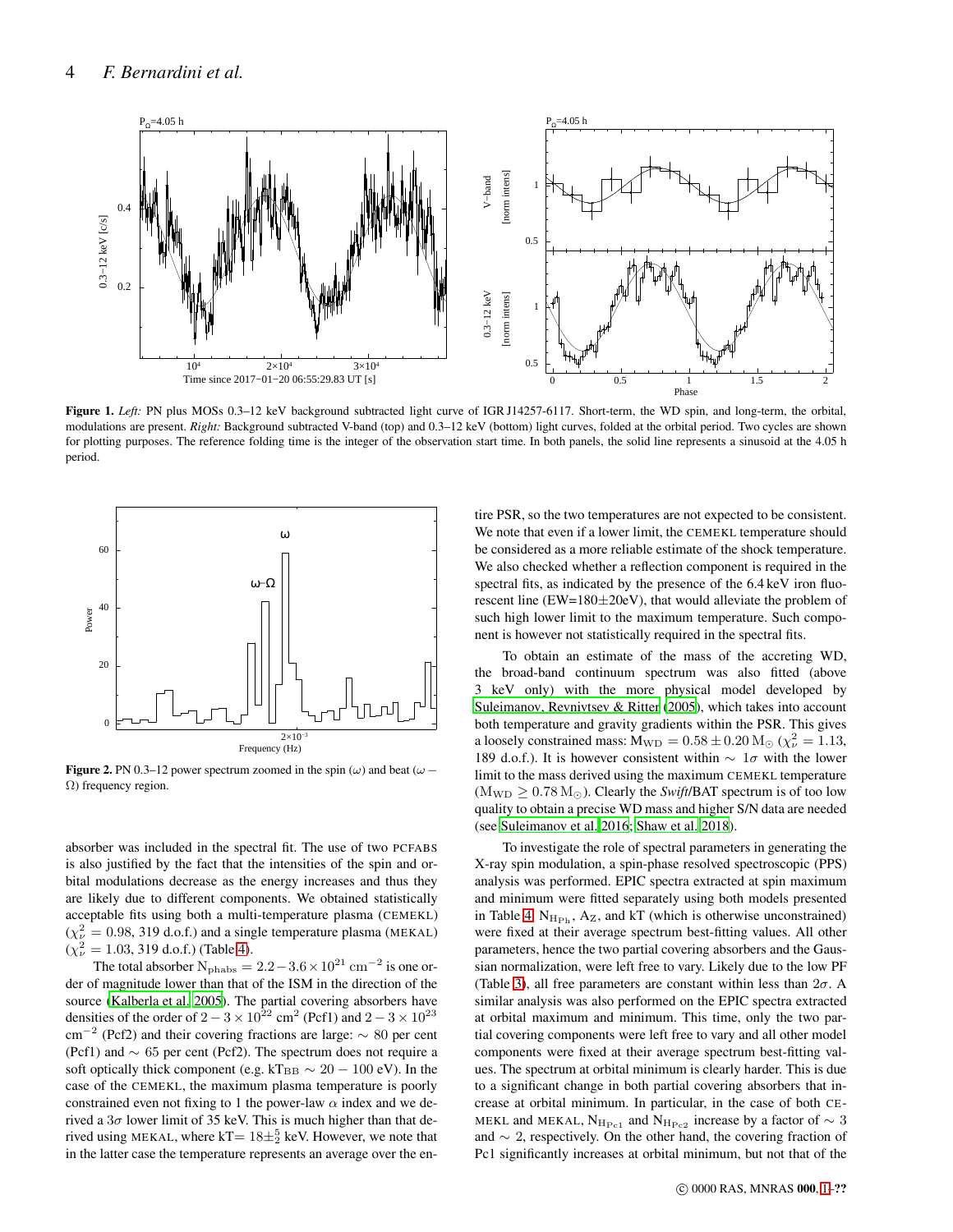**Figure 1.** *Left:* PN plus MOSs 0.3–12 keV background subtracted light curve of IGR J14257-6117. Short-term, the WD spin, and long-term, the orbital, modulations are present. *Right:* Background subtracted V-band (top) and 0.3–12 keV (bottom) light curves, folded at the orbital period. Two cycles are shown for plotting purposes. The reference folding time is the integer of the observation start time. In both panels, the solid line represents a sinusoid at the 4.05 h period.

**Figure 2.** PN 0.3–12 power spectrum zoomed in the spin ($\omega$) and beat ($\omega - \Omega$) frequency region.

absorber was included in the spectral fit. The use of two PCFABS is also justified by the fact that the intensities of the spin and orbital modulations decrease as the energy increases and thus they are likely due to different components. We obtained statistically acceptable fits using both a multi-temperature plasma (CEMEKL) ($\chi^2_\nu = 0.98$, 319 d.o.f.) and a single temperature plasma (MEKAL) ($\chi^2_\nu = 1.03$, 319 d.o.f.) (Table 4).

The total absorber $N_{\rm phabs} = 2.2-3.6\times10^{21}\,{\rm cm^{-2}}$ is one order of magnitude lower than that of the ISM in the direction of the source (Kalberla et al. 2005). The partial covering absorbers have densities of the order of $2-3\times10^{22}$ cm$^2$ (Pcf1) and $2-3\times10^{23}$ cm$^{-2}$ (Pcf2) and their covering fractions are large: $\sim$ 80 per cent (Pcf1) and $\sim$ 65 per cent (Pcf2). The spectrum does not require a soft optically thick component (e.g. $kT_{\rm BB} \sim 20-100$ eV). In the case of the CEMEKL, the maximum plasma temperature is poorly constrained even not fixing to 1 the power-law $\alpha$ index and we derived a $3\sigma$ lower limit of 35 keV. This is much higher than that derived using MEKAL, where kT$= 18\pm^5_2$ keV. However, we note that in the latter case the temperature represents an average over the entire PSR, so the two temperatures are not expected to be consistent. We note that even if a lower limit, the CEMEKL temperature should be considered as a more reliable estimate of the shock temperature. We also checked whether a reflection component is required in the spectral fits, as indicated by the presence of the 6.4 keV iron fluorescent line (EW=180±20eV), that would alleviate the problem of such high lower limit to the maximum temperature. Such component is however not statistically required in the spectral fits.

To obtain an estimate of the mass of the accreting WD, the broad-band continuum spectrum was also fitted (above 3 keV only) with the more physical model developed by Suleimanov, Revnivtsev & Ritter (2005), which takes into account both temperature and gravity gradients within the PSR. This gives a loosely constrained mass: $M_{\rm WD} = 0.58\pm0.20\,{\rm M_\odot}$ ($\chi^2_\nu = 1.13$, 189 d.o.f.). It is however consistent within $\sim 1\sigma$ with the lower limit to the mass derived using the maximum CEMEKL temperature ($M_{\rm WD} \geq 0.78\,{\rm M_\odot}$). Clearly the *Swift*/BAT spectrum is of too low quality to obtain a precise WD mass and higher S/N data are needed (see Suleimanov et al. 2016; Shaw et al. 2018).

To investigate the role of spectral parameters in generating the X-ray spin modulation, a spin-phase resolved spectroscopic (PPS) analysis was performed. EPIC spectra extracted at spin maximum and minimum were fitted separately using both models presented in Table 4. $N_{\rm H_{Ph}}$, $A_{\rm Z}$, and kT (which is otherwise unconstrained) were fixed at their average spectrum best-fitting values. All other parameters, hence the two partial covering absorbers and the Gaussian normalization, were left free to vary. Likely due to the low PF (Table 3), all free parameters are constant within less than $2\sigma$. A similar analysis was also performed on the EPIC spectra extracted at orbital maximum and minimum. This time, only the two partial covering components were left free to vary and all other model components were fixed at their average spectrum best-fitting values. The spectrum at orbital minimum is clearly harder. This is due to a significant change in both partial covering absorbers that increase at orbital minimum. In particular, in the case of both CEMEKL and MEKAL, $N_{\rm H_{Pc1}}$ and $N_{\rm H_{Pc2}}$ increase by a factor of $\sim 3$ and $\sim 2$, respectively. On the other hand, the covering fraction of Pc1 significantly increases at orbital minimum, but not that of the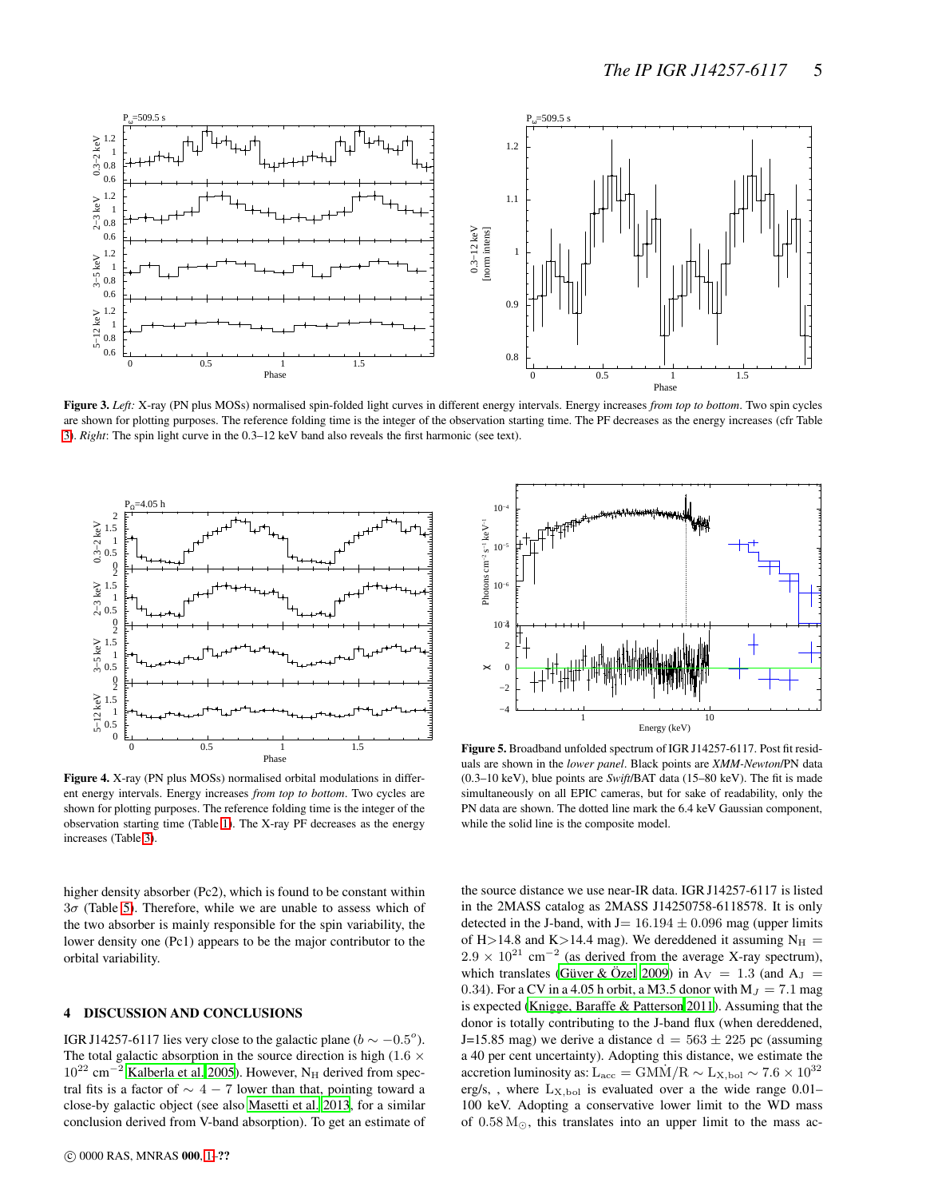**Figure 3.** *Left:* X-ray (PN plus MOSs) normalised spin-folded light curves in different energy intervals. Energy increases *from top to bottom*. Two spin cycles are shown for plotting purposes. The reference folding time is the integer of the observation starting time. The PF decreases as the energy increases (cfr Table 3). *Right*: The spin light curve in the 0.3–12 keV band also reveals the first harmonic (see text).

**Figure 4.** X-ray (PN plus MOSs) normalised orbital modulations in different energy intervals. Energy increases *from top to bottom*. Two cycles are shown for plotting purposes. The reference folding time is the integer of the observation starting time (Table 1). The X-ray PF decreases as the energy increases (Table 3).

**Figure 5.** Broadband unfolded spectrum of IGR J14257-6117. Post fit residuals are shown in the *lower panel*. Black points are *XMM-Newton*/PN data (0.3–10 keV), blue points are *Swift*/BAT data (15–80 keV). The fit is made simultaneously on all EPIC cameras, but for sake of readability, only the PN data are shown. The dotted line mark the 6.4 keV Gaussian component, while the solid line is the composite model.

higher density absorber (Pc2), which is found to be constant within $3\sigma$ (Table 5). Therefore, while we are unable to assess which of the two absorber is mainly responsible for the spin variability, the lower density one (Pc1) appears to be the major contributor to the orbital variability.

## 4 DISCUSSION AND CONCLUSIONS

IGR J14257-6117 lies very close to the galactic plane ($b \sim -0.5^o$). The total galactic absorption in the source direction is high ($1.6 \times 10^{22}$ cm$^{-2}$ Kalberla et al. 2005). However, $N_{\rm H}$ derived from spectral fits is a factor of $\sim 4-7$ lower than that, pointing toward a close-by galactic object (see also Masetti et al. 2013, for a similar conclusion derived from V-band absorption). To get an estimate of the source distance we use near-IR data. IGR J14257-6117 is listed in the 2MASS catalog as 2MASS J14250758-6118578. It is only detected in the J-band, with J$= 16.194 \pm 0.096$ mag (upper limits of H>14.8 and K>14.4 mag). We dereddened it assuming $N_{\rm H} = 2.9 \times 10^{21}$ cm$^{-2}$ (as derived from the average X-ray spectrum), which translates (Güver & Özel 2009) in $A_{\rm V} = 1.3$ (and $A_{\rm J} = 0.34$). For a CV in a 4.05 h orbit, a M3.5 donor with $M_J = 7.1$ mag is expected (Knigge, Baraffe & Patterson 2011). Assuming that the donor is totally contributing to the J-band flux (when dereddened, J=15.85 mag) we derive a distance $d = 563 \pm 225$ pc (assuming a 40 per cent uncertainty). Adopting this distance, we estimate the accretion luminosity as: $L_{\rm acc} = G\dot{M}M/R \sim L_{\rm X,bol} \sim 7.6 \times 10^{32}$ erg/s, , where $L_{\rm X,bol}$ is evaluated over a the wide range 0.01–100 keV. Adopting a conservative lower limit to the WD mass of $0.58\,{\rm M}_{\odot}$, this translates into an upper limit to the mass ac-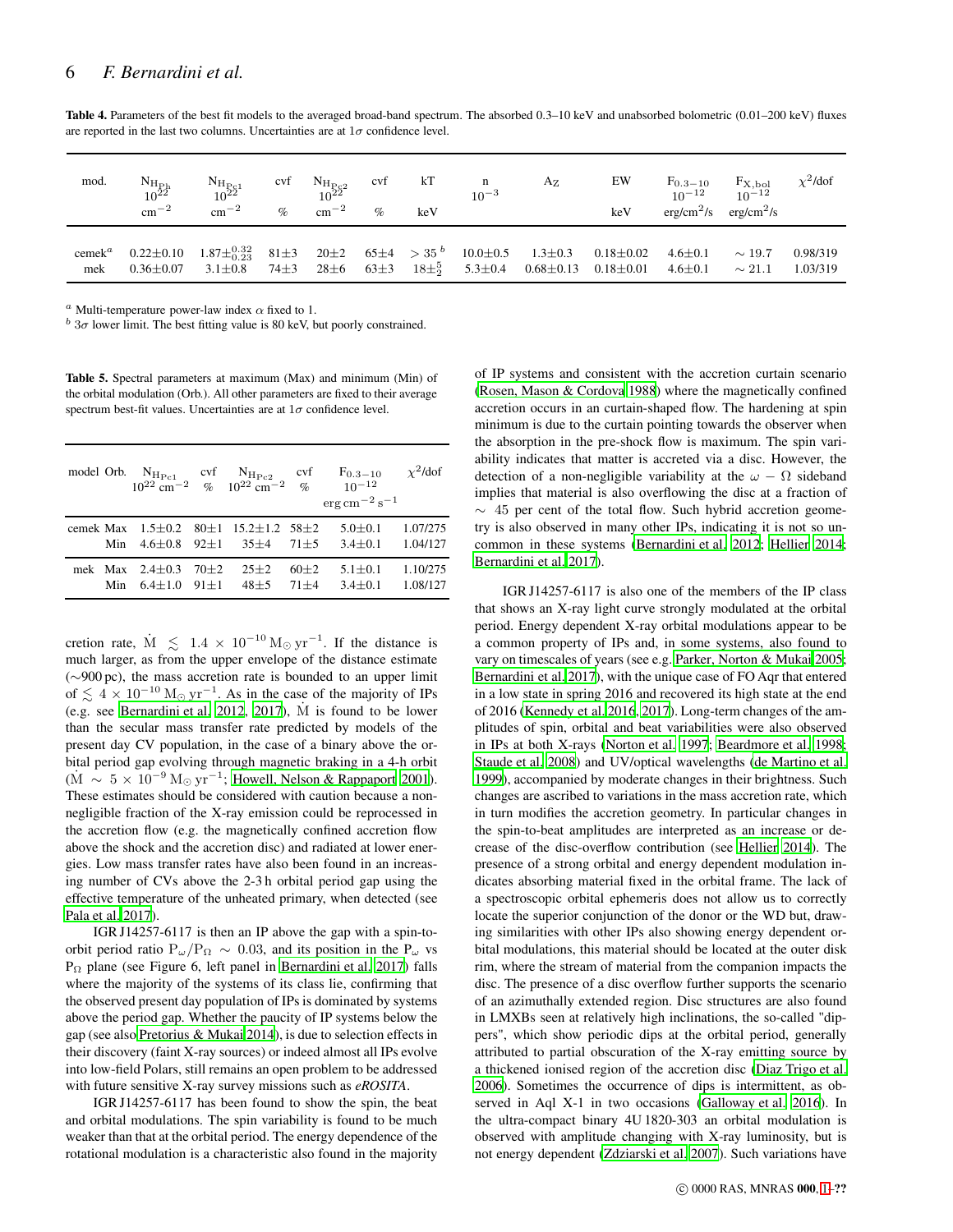**Table 4.** Parameters of the best fit models to the averaged broad-band spectrum. The absorbed 0.3–10 keV and unabsorbed bolometric (0.01–200 keV) fluxes are reported in the last two columns. Uncertainties are at 1$\sigma$ confidence level.

| mod. | $N_{H_{Ph}}$ $10^{22}$ cm$^{-2}$ | $N_{H_{Pc1}}$ $10^{22}$ cm$^{-2}$ | cvf % | $N_{H_{Pc2}}$ $10^{22}$ cm$^{-2}$ | cvf % | kT keV | n $10^{-3}$ | $A_Z$ | EW keV | $F_{0.3-10}$ $10^{-12}$ erg/cm$^2$/s | $F_{X,bol}$ $10^{-12}$ erg/cm$^2$/s | $\chi^2$/dof |
|---|---|---|---|---|---|---|---|---|---|---|---|---|
| cemek[a] | 0.22±0.10 | $1.87^{+0.32}_{-0.23}$ | 81±3 | 20±2 | 65±4 | $>35$[b] | 10.0±0.5 | 1.3±0.3 | 0.18±0.02 | 4.6±0.1 | ∼ 19.7 | 0.98/319 |
| mek | 0.36±0.07 | 3.1±0.8 | 74±3 | 28±6 | 63±3 | $18^{+5}_{-2}$ | 5.3±0.4 | 0.68±0.13 | 0.18±0.01 | 4.6±0.1 | ∼ 21.1 | 1.03/319 |

[a] Multi-temperature power-law index $\alpha$ fixed to 1.
[b] 3$\sigma$ lower limit. The best fitting value is 80 keV, but poorly constrained.

**Table 5.** Spectral parameters at maximum (Max) and minimum (Min) of the orbital modulation (Orb.). All other parameters are fixed to their average spectrum best-fit values. Uncertainties are at 1$\sigma$ confidence level.

| model | Orb. | $N_{H_{Pc1}}$ $10^{22}$ cm$^{-2}$ | cvf % | $N_{H_{Pc2}}$ $10^{22}$ cm$^{-2}$ | cvf % | $F_{0.3-10}$ $10^{-12}$ erg cm$^{-2}$ s$^{-1}$ | $\chi^2$/dof |
|---|---|---|---|---|---|---|---|
| cemek | Max | 1.5±0.2 | 80±1 | 15.2±1.2 | 58±2 | 5.0±0.1 | 1.07/275 |
| | Min | 4.6±0.8 | 92±1 | 35±4 | 71±5 | 3.4±0.1 | 1.04/127 |
| mek | Max | 2.4±0.3 | 70±2 | 25±2 | 60±2 | 5.1±0.1 | 1.10/275 |
| | Min | 6.4±1.0 | 91±1 | 48±5 | 71±4 | 3.4±0.1 | 1.08/127 |

cretion rate, $\dot{M} \lesssim 1.4\times10^{-10}\,M_\odot\,yr^{-1}$. If the distance is much larger, as from the upper envelope of the distance estimate (∼900 pc), the mass accretion rate is bounded to an upper limit of $\lesssim 4\times10^{-10}\,M_\odot\,yr^{-1}$. As in the case of the majority of IPs (e.g. see Bernardini et al. 2012, 2017), $\dot{M}$ is found to be lower than the secular mass transfer rate predicted by models of the present day CV population, in the case of a binary above the orbital period gap evolving through magnetic braking in a 4-h orbit ($\dot{M} \sim 5\times10^{-9}\,M_\odot\,yr^{-1}$; Howell, Nelson & Rappaport 2001). These estimates should be considered with caution because a non-negligible fraction of the X-ray emission could be reprocessed in the accretion flow (e.g. the magnetically confined accretion flow above the shock and the accretion disc) and radiated at lower energies. Low mass transfer rates have also been found in an increasing number of CVs above the 2-3 h orbital period gap using the effective temperature of the unheated primary, when detected (see Pala et al. 2017).

IGR J14257-6117 is then an IP above the gap with a spin-to-orbit period ratio $P_\omega/P_\Omega \sim 0.03$, and its position in the $P_\omega$ vs $P_\Omega$ plane (see Figure 6, left panel in Bernardini et al. 2017) falls where the majority of the systems of its class lie, confirming that the observed present day population of IPs is dominated by systems above the period gap. Whether the paucity of IP systems below the gap (see also Pretorius & Mukai 2014), is due to selection effects in their discovery (faint X-ray sources) or indeed almost all IPs evolve into low-field Polars, still remains an open problem to be addressed with future sensitive X-ray survey missions such as *eROSITA*.

IGR J14257-6117 has been found to show the spin, the beat and orbital modulations. The spin variability is found to be much weaker than that at the orbital period. The energy dependence of the rotational modulation is a characteristic also found in the majority of IP systems and consistent with the accretion curtain scenario (Rosen, Mason & Cordova 1988) where the magnetically confined accretion occurs in an curtain-shaped flow. The hardening at spin minimum is due to the curtain pointing towards the observer when the absorption in the pre-shock flow is maximum. The spin variability indicates that matter is accreted via a disc. However, the detection of a non-negligible variability at the $\omega - \Omega$ sideband implies that material is also overflowing the disc at a fraction of $\sim$ 45 per cent of the total flow. Such hybrid accretion geometry is also observed in many other IPs, indicating it is not so uncommon in these systems (Bernardini et al. 2012; Hellier 2014; Bernardini et al. 2017).

IGR J14257-6117 is also one of the members of the IP class that shows an X-ray light curve strongly modulated at the orbital period. Energy dependent X-ray orbital modulations appear to be a common property of IPs and, in some systems, also found to vary on timescales of years (see e.g. Parker, Norton & Mukai 2005; Bernardini et al. 2017), with the unique case of FO Aqr that entered in a low state in spring 2016 and recovered its high state at the end of 2016 (Kennedy et al. 2016, 2017). Long-term changes of the amplitudes of spin, orbital and beat variabilities were also observed in IPs at both X-rays (Norton et al. 1997; Beardmore et al. 1998; Staude et al. 2008) and UV/optical wavelengths (de Martino et al. 1999), accompanied by moderate changes in their brightness. Such changes are ascribed to variations in the mass accretion rate, which in turn modifies the accretion geometry. In particular changes in the spin-to-beat amplitudes are interpreted as an increase or decrease of the disc-overflow contribution (see Hellier 2014). The presence of a strong orbital and energy dependent modulation indicates absorbing material fixed in the orbital frame. The lack of a spectroscopic orbital ephemeris does not allow us to correctly locate the superior conjunction of the donor or the WD but, drawing similarities with other IPs also showing energy dependent orbital modulations, this material should be located at the outer disk rim, where the stream of material from the companion impacts the disc. The presence of a disc overflow further supports the scenario of an azimuthally extended region. Disc structures are also found in LMXBs seen at relatively high inclinations, the so-called "dippers", which show periodic dips at the orbital period, generally attributed to partial obscuration of the X-ray emitting source by a thickened ionised region of the accretion disc (Diaz Trigo et al. 2006). Sometimes the occurrence of dips is intermittent, as observed in Aql X-1 in two occasions (Galloway et al. 2016). In the ultra-compact binary 4U 1820-303 an orbital modulation is observed with amplitude changing with X-ray luminosity, but is not energy dependent (Zdziarski et al. 2007). Such variations have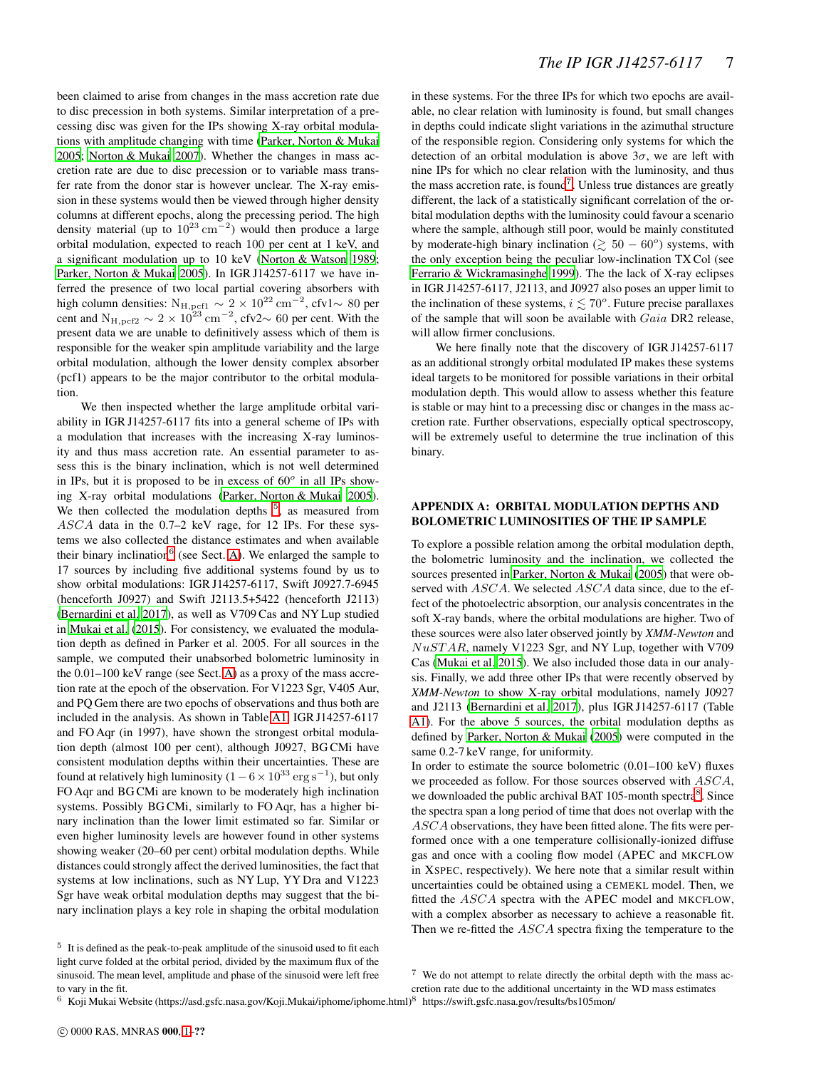been claimed to arise from changes in the mass accretion rate due to disc precession in both systems. Similar interpretation of a precessing disc was given for the IPs showing X-ray orbital modulations with amplitude changing with time (Parker, Norton & Mukai 2005; Norton & Mukai 2007). Whether the changes in mass accretion rate are due to disc precession or to variable mass transfer rate from the donor star is however unclear. The X-ray emission in these systems would then be viewed through higher density columns at different epochs, along the precessing period. The high density material (up to $10^{23}\,\mathrm{cm^{-2}}$) would then produce a large orbital modulation, expected to reach 100 per cent at 1 keV, and a significant modulation up to 10 keV (Norton & Watson 1989; Parker, Norton & Mukai 2005). In IGR J14257-6117 we have inferred the presence of two local partial covering absorbers with high column densities: $\mathrm{N_{H,pcf1}} \sim 2 \times 10^{22}\,\mathrm{cm^{-2}}$, cfv1$\sim$ 80 per cent and $\mathrm{N_{H,pcf2}} \sim 2 \times 10^{23}\,\mathrm{cm^{-2}}$, cfv2$\sim$ 60 per cent. With the present data we are unable to definitively assess which of them is responsible for the weaker spin amplitude variability and the large orbital modulation, although the lower density complex absorber (pcf1) appears to be the major contributor to the orbital modulation.

We then inspected whether the large amplitude orbital variability in IGR J14257-6117 fits into a general scheme of IPs with a modulation that increases with the increasing X-ray luminosity and thus mass accretion rate. An essential parameter to assess this is the binary inclination, which is not well determined in IPs, but it is proposed to be in excess of $60^o$ in all IPs showing X-ray orbital modulations (Parker, Norton & Mukai 2005). We then collected the modulation depths [5], as measured from $ASCA$ data in the 0.7–2 keV rage, for 12 IPs. For these systems we also collected the distance estimates and when available their binary inclination[6] (see Sect. A). We enlarged the sample to 17 sources by including five additional systems found by us to show orbital modulations: IGR J14257-6117, Swift J0927.7-6945 (henceforth J0927) and Swift J2113.5+5422 (henceforth J2113) (Bernardini et al. 2017), as well as V709 Cas and NY Lup studied in Mukai et al. (2015). For consistency, we evaluated the modulation depth as defined in Parker et al. 2005. For all sources in the sample, we computed their unabsorbed bolometric luminosity in the 0.01–100 keV range (see Sect. A) as a proxy of the mass accretion rate at the epoch of the observation. For V1223 Sgr, V405 Aur, and PQ Gem there are two epochs of observations and thus both are included in the analysis. As shown in Table A1, IGR J14257-6117 and FO Aqr (in 1997), have shown the strongest orbital modulation depth (almost 100 per cent), although J0927, BG CMi have consistent modulation depths within their uncertainties. These are found at relatively high luminosity ($1-6\times10^{33}\,\mathrm{erg\,s^{-1}}$), but only FO Aqr and BG CMi are known to be moderately high inclination systems. Possibly BG CMi, similarly to FO Aqr, has a higher binary inclination than the lower limit estimated so far. Similar or even higher luminosity levels are however found in other systems showing weaker (20–60 per cent) orbital modulation depths. While distances could strongly affect the derived luminosities, the fact that systems at low inclinations, such as NY Lup, YY Dra and V1223 Sgr have weak orbital modulation depths may suggest that the binary inclination plays a key role in shaping the orbital modulation in these systems. For the three IPs for which two epochs are available, no clear relation with luminosity is found, but small changes in depths could indicate slight variations in the azimuthal structure of the responsible region. Considering only systems for which the detection of an orbital modulation is above $3\sigma$, we are left with nine IPs for which no clear relation with the luminosity, and thus the mass accretion rate, is found[7]. Unless true distances are greatly different, the lack of a statistically significant correlation of the orbital modulation depths with the luminosity could favour a scenario where the sample, although still poor, would be mainly constituted by moderate-high binary inclination ($\gtrsim 50-60^o$) systems, with the only exception being the peculiar low-inclination TX Col (see Ferrario & Wickramasinghe 1999). The the lack of X-ray eclipses in IGR J14257-6117, J2113, and J0927 also poses an upper limit to the inclination of these systems, $i \lesssim 70^o$. Future precise parallaxes of the sample that will soon be available with $Gaia$ DR2 release, will allow firmer conclusions.

We here finally note that the discovery of IGR J14257-6117 as an additional strongly orbital modulated IP makes these systems ideal targets to be monitored for possible variations in their orbital modulation depth. This would allow to assess whether this feature is stable or may hint to a precessing disc or changes in the mass accretion rate. Further observations, especially optical spectroscopy, will be extremely useful to determine the true inclination of this binary.

## APPENDIX A: ORBITAL MODULATION DEPTHS AND BOLOMETRIC LUMINOSITIES OF THE IP SAMPLE

To explore a possible relation among the orbital modulation depth, the bolometric luminosity and the inclination, we collected the sources presented in Parker, Norton & Mukai (2005) that were observed with $ASCA$. We selected $ASCA$ data since, due to the effect of the photoelectric absorption, our analysis concentrates in the soft X-ray bands, where the orbital modulations are higher. Two of these sources were also later observed jointly by ***XMM-Newton*** and $NuSTAR$, namely V1223 Sgr, and NY Lup, together with V709 Cas (Mukai et al. 2015). We also included those data in our analysis. Finally, we add three other IPs that were recently observed by ***XMM-Newton*** to show X-ray orbital modulations, namely J0927 and J2113 (Bernardini et al. 2017), plus IGR J14257-6117 (Table A1). For the above 5 sources, the orbital modulation depths as defined by Parker, Norton & Mukai (2005) were computed in the same 0.2-7 keV range, for uniformity.

In order to estimate the source bolometric (0.01–100 keV) fluxes we proceeded as follow. For those sources observed with $ASCA$, we downloaded the public archival BAT 105-month spectra[8]. Since the spectra span a long period of time that does not overlap with the $ASCA$ observations, they have been fitted alone. The fits were performed once with a one temperature collisionally-ionized diffuse gas and once with a cooling flow model (APEC and MKCFLOW in XSPEC, respectively). We here note that a similar result within uncertainties could be obtained using a CEMEKL model. Then, we fitted the $ASCA$ spectra with the APEC model and MKCFLOW, with a complex absorber as necessary to achieve a reasonable fit. Then we re-fitted the $ASCA$ spectra fixing the temperature to the

---

[5] It is defined as the peak-to-peak amplitude of the sinusoid used to fit each light curve folded at the orbital period, divided by the maximum flux of the sinusoid. The mean level, amplitude and phase of the sinusoid were left free to vary in the fit.

[6] Koji Mukai Website (https://asd.gsfc.nasa.gov/Koji.Mukai/iphome/iphome.html)

[7] We do not attempt to relate directly the orbital depth with the mass accretion rate due to the additional uncertainty in the WD mass estimates

[8] https://swift.gsfc.nasa.gov/results/bs105mon/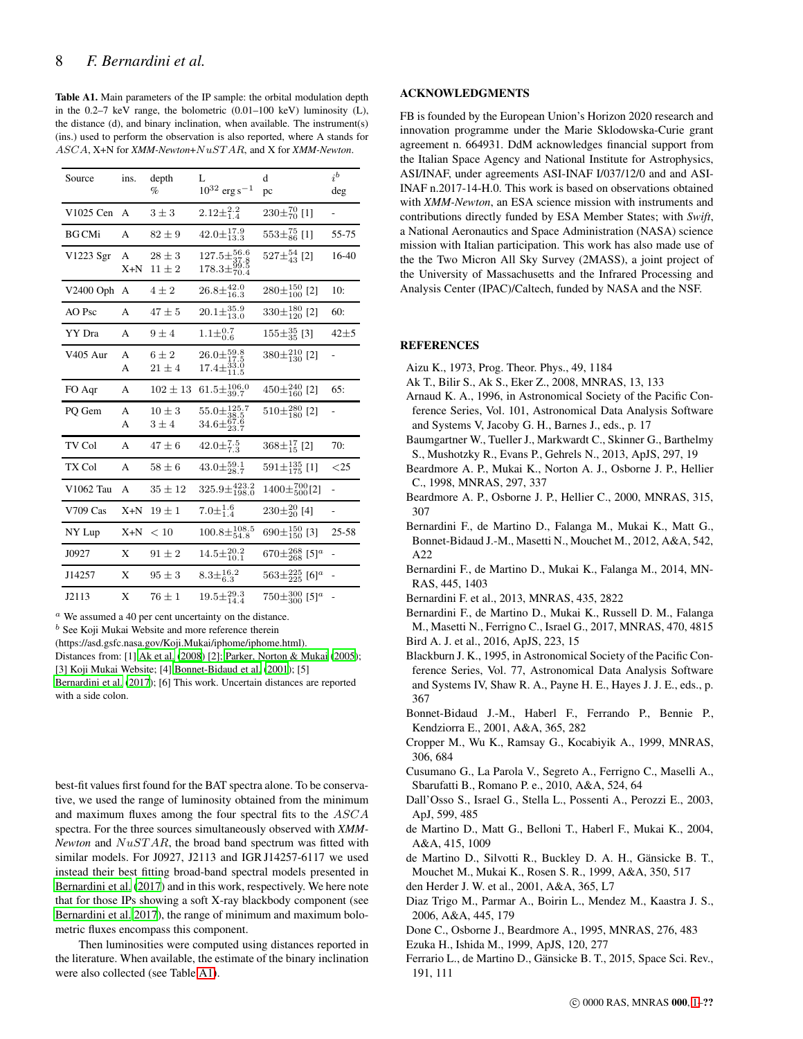**Table A1.** Main parameters of the IP sample: the orbital modulation depth in the 0.2–7 keV range, the bolometric (0.01–100 keV) luminosity (L), the distance (d), and binary inclination, when available. The instrument(s) (ins.) used to perform the observation is also reported, where A stands for $ASCA$, X+N for *XMM-Newton*+$NuSTAR$, and X for *XMM-Newton*.

| Source | ins. | depth % | L $10^{32}$ erg s$^{-1}$ | d pc | $i^b$ deg |
|---|---|---|---|---|---|
| V1025 Cen | A | $3 \pm 3$ | $2.12\pm^{2.2}_{1.4}$ | $230\pm^{70}_{70}$ [1] | - |
| BG CMi | A | $82 \pm 9$ | $42.0\pm^{17.9}_{13.3}$ | $553\pm^{75}_{86}$ [1] | 55-75 |
| V1223 Sgr | A | $28 \pm 3$ | $127.5\pm^{56.6}_{37.8}$ | $527\pm^{54}_{43}$ [2] | 16-40 |
| | X+N | $11 \pm 2$ | $178.3\pm^{99.5}_{70.4}$ | | |
| V2400 Oph | A | $4 \pm 2$ | $26.8\pm^{42.0}_{16.3}$ | $280\pm^{150}_{100}$ [2] | 10: |
| AO Psc | A | $47 \pm 5$ | $20.1\pm^{35.9}_{13.0}$ | $330\pm^{180}_{120}$ [2] | 60: |
| YY Dra | A | $9 \pm 4$ | $1.1\pm^{0.7}_{0.6}$ | $155\pm^{35}_{35}$ [3] | $42\pm5$ |
| V405 Aur | A | $6 \pm 2$ | $26.0\pm^{59.8}_{17.5}$ | $380\pm^{210}_{130}$ [2] | - |
| | A | $21 \pm 4$ | $17.4\pm^{33.0}_{11.5}$ | | |
| FO Aqr | A | $102 \pm 13$ | $61.5\pm^{106.0}_{39.7}$ | $450\pm^{240}_{160}$ [2] | 65: |
| PQ Gem | A | $10 \pm 3$ | $55.0\pm^{125.7}_{38.5}$ | $510\pm^{280}_{180}$ [2] | - |
| | A | $3 \pm 4$ | $34.6\pm^{67.6}_{23.7}$ | | |
| TV Col | A | $47 \pm 6$ | $42.0\pm^{7.5}_{7.3}$ | $368\pm^{17}_{15}$ [2] | 70: |
| TX Col | A | $58 \pm 6$ | $43.0\pm^{59.1}_{28.7}$ | $591\pm^{135}_{175}$ [1] | $<25$ |
| V1062 Tau | A | $35 \pm 12$ | $325.9\pm^{423.2}_{198.0}$ | $1400\pm^{700}_{500}$[2] | - |
| V709 Cas | X+N | $19 \pm 1$ | $7.0\pm^{1.6}_{1.4}$ | $230\pm^{20}_{20}$ [4] | - |
| NY Lup | X+N | $< 10$ | $100.8\pm^{108.5}_{54.8}$ | $690\pm^{150}_{150}$ [3] | 25-58 |
| J0927 | X | $91 \pm 2$ | $14.5\pm^{20.2}_{10.1}$ | $670\pm^{268}_{268}$ [5]$^a$ | - |
| J14257 | X | $95 \pm 3$ | $8.3\pm^{16.2}_{6.3}$ | $563\pm^{225}_{225}$ [6]$^a$ | - |
| J2113 | X | $76 \pm 1$ | $19.5\pm^{29.3}_{14.4}$ | $750\pm^{300}_{300}$ [5]$^a$ | - |

[a] We assumed a 40 per cent uncertainty on the distance.
[b] See Koji Mukai Website and more reference therein (https://asd.gsfc.nasa.gov/Koji.Mukai/iphome/iphome.html).
Distances from: [1] Ak et al. (2008) [2]; Parker, Norton & Mukai (2005); [3] Koji Mukai Website; [4] Bonnet-Bidaud et al. (2001); [5] Bernardini et al. (2017); [6] This work. Uncertain distances are reported with a side colon.

best-fit values first found for the BAT spectra alone. To be conservative, we used the range of luminosity obtained from the minimum and maximum fluxes among the four spectral fits to the $ASCA$ spectra. For the three sources simultaneously observed with *XMM-Newton* and $NuSTAR$, the broad band spectrum was fitted with similar models. For J0927, J2113 and IGR J14257-6117 we used instead their best fitting broad-band spectral models presented in Bernardini et al. (2017) and in this work, respectively. We here note that for those IPs showing a soft X-ray blackbody component (see Bernardini et al. 2017), the range of minimum and maximum bolometric fluxes encompass this component.

Then luminosities were computed using distances reported in the literature. When available, the estimate of the binary inclination were also collected (see Table A1).

## ACKNOWLEDGMENTS

FB is founded by the European Union's Horizon 2020 research and innovation programme under the Marie Sklodowska-Curie grant agreement n. 664931. DdM acknowledges financial support from the Italian Space Agency and National Institute for Astrophysics, ASI/INAF, under agreements ASI-INAF I/037/12/0 and and ASI-INAF n.2017-14-H.0. This work is based on observations obtained with *XMM-Newton*, an ESA science mission with instruments and contributions directly funded by ESA Member States; with *Swift*, a National Aeronautics and Space Administration (NASA) science mission with Italian participation. This work has also made use of the the Two Micron All Sky Survey (2MASS), a joint project of the University of Massachusetts and the Infrared Processing and Analysis Center (IPAC)/Caltech, funded by NASA and the NSF.

## REFERENCES

Aizu K., 1973, Prog. Theor. Phys., 49, 1184

Ak T., Bilir S., Ak S., Eker Z., 2008, MNRAS, 13, 133

Arnaud K. A., 1996, in Astronomical Society of the Pacific Conference Series, Vol. 101, Astronomical Data Analysis Software and Systems V, Jacoby G. H., Barnes J., eds., p. 17

Baumgartner W., Tueller J., Markwardt C., Skinner G., Barthelmy S., Mushotzky R., Evans P., Gehrels N., 2013, ApJS, 297, 19

Beardmore A. P., Mukai K., Norton A. J., Osborne J. P., Hellier C., 1998, MNRAS, 297, 337

Beardmore A. P., Osborne J. P., Hellier C., 2000, MNRAS, 315, 307

Bernardini F., de Martino D., Falanga M., Mukai K., Matt G., Bonnet-Bidaud J.-M., Masetti N., Mouchet M., 2012, A&A, 542, A22

Bernardini F., de Martino D., Mukai K., Falanga M., 2014, MNRAS, 445, 1403

Bernardini F. et al., 2013, MNRAS, 435, 2822

Bernardini F., de Martino D., Mukai K., Russell D. M., Falanga M., Masetti N., Ferrigno C., Israel G., 2017, MNRAS, 470, 4815

Bird A. J. et al., 2016, ApJS, 223, 15

Blackburn J. K., 1995, in Astronomical Society of the Pacific Conference Series, Vol. 77, Astronomical Data Analysis Software and Systems IV, Shaw R. A., Payne H. E., Hayes J. J. E., eds., p. 367

Bonnet-Bidaud J.-M., Haberl F., Ferrando P., Bennie P., Kendziorra E., 2001, A&A, 365, 282

Cropper M., Wu K., Ramsay G., Kocabiyik A., 1999, MNRAS, 306, 684

Cusumano G., La Parola V., Segreto A., Ferrigno C., Maselli A., Sbarufatti B., Romano P. e., 2010, A&A, 524, 64

Dall'Osso S., Israel G., Stella L., Possenti A., Perozzi E., 2003, ApJ, 599, 485

de Martino D., Matt G., Belloni T., Haberl F., Mukai K., 2004, A&A, 415, 1009

de Martino D., Silvotti R., Buckley D. A. H., Gänsicke B. T., Mouchet M., Mukai K., Rosen S. R., 1999, A&A, 350, 517

den Herder J. W. et al., 2001, A&A, 365, L7

Diaz Trigo M., Parmar A., Boirin L., Mendez M., Kaastra J. S., 2006, A&A, 445, 179

Done C., Osborne J., Beardmore A., 1995, MNRAS, 276, 483

Ezuka H., Ishida M., 1999, ApJS, 120, 277

Ferrario L., de Martino D., Gänsicke B. T., 2015, Space Sci. Rev., 191, 111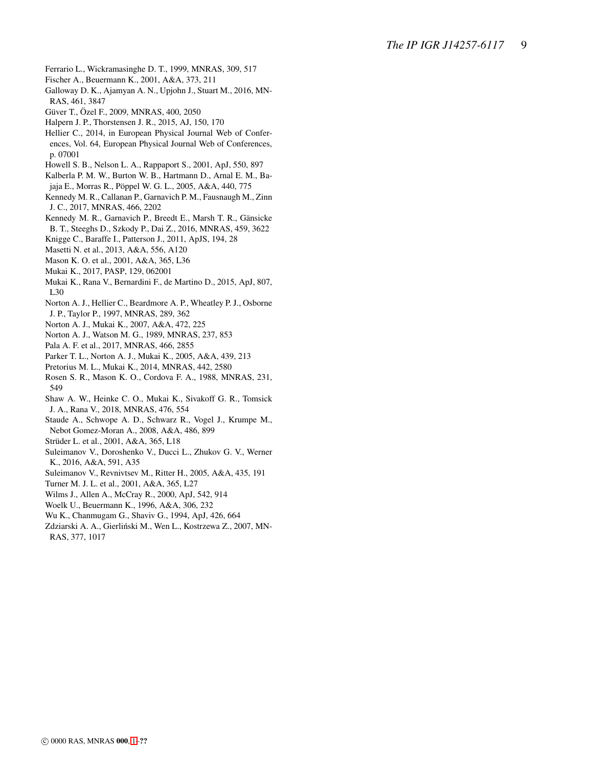Ferrario L., Wickramasinghe D. T., 1999, MNRAS, 309, 517

Fischer A., Beuermann K., 2001, A&A, 373, 211

Galloway D. K., Ajamyan A. N., Upjohn J., Stuart M., 2016, MNRAS, 461, 3847

Güver T., Özel F., 2009, MNRAS, 400, 2050

Halpern J. P., Thorstensen J. R., 2015, AJ, 150, 170

Hellier C., 2014, in European Physical Journal Web of Conferences, Vol. 64, European Physical Journal Web of Conferences, p. 07001

Howell S. B., Nelson L. A., Rappaport S., 2001, ApJ, 550, 897

Kalberla P. M. W., Burton W. B., Hartmann D., Arnal E. M., Bajaja E., Morras R., Pöppel W. G. L., 2005, A&A, 440, 775

Kennedy M. R., Callanan P., Garnavich P. M., Fausnaugh M., Zinn J. C., 2017, MNRAS, 466, 2202

Kennedy M. R., Garnavich P., Breedt E., Marsh T. R., Gänsicke B. T., Steeghs D., Szkody P., Dai Z., 2016, MNRAS, 459, 3622

Knigge C., Baraffe I., Patterson J., 2011, ApJS, 194, 28

Masetti N. et al., 2013, A&A, 556, A120

Mason K. O. et al., 2001, A&A, 365, L36

Mukai K., 2017, PASP, 129, 062001

Mukai K., Rana V., Bernardini F., de Martino D., 2015, ApJ, 807, L30

Norton A. J., Hellier C., Beardmore A. P., Wheatley P. J., Osborne J. P., Taylor P., 1997, MNRAS, 289, 362

Norton A. J., Mukai K., 2007, A&A, 472, 225

Norton A. J., Watson M. G., 1989, MNRAS, 237, 853

Pala A. F. et al., 2017, MNRAS, 466, 2855

Parker T. L., Norton A. J., Mukai K., 2005, A&A, 439, 213

Pretorius M. L., Mukai K., 2014, MNRAS, 442, 2580

Rosen S. R., Mason K. O., Cordova F. A., 1988, MNRAS, 231, 549

Shaw A. W., Heinke C. O., Mukai K., Sivakoff G. R., Tomsick J. A., Rana V., 2018, MNRAS, 476, 554

Staude A., Schwope A. D., Schwarz R., Vogel J., Krumpe M., Nebot Gomez-Moran A., 2008, A&A, 486, 899

Strüder L. et al., 2001, A&A, 365, L18

Suleimanov V., Doroshenko V., Ducci L., Zhukov G. V., Werner K., 2016, A&A, 591, A35

Suleimanov V., Revnivtsev M., Ritter H., 2005, A&A, 435, 191

Turner M. J. L. et al., 2001, A&A, 365, L27

Wilms J., Allen A., McCray R., 2000, ApJ, 542, 914

Woelk U., Beuermann K., 1996, A&A, 306, 232

Wu K., Chanmugam G., Shaviv G., 1994, ApJ, 426, 664

Zdziarski A. A., Gierliński M., Wen L., Kostrzewa Z., 2007, MNRAS, 377, 1017